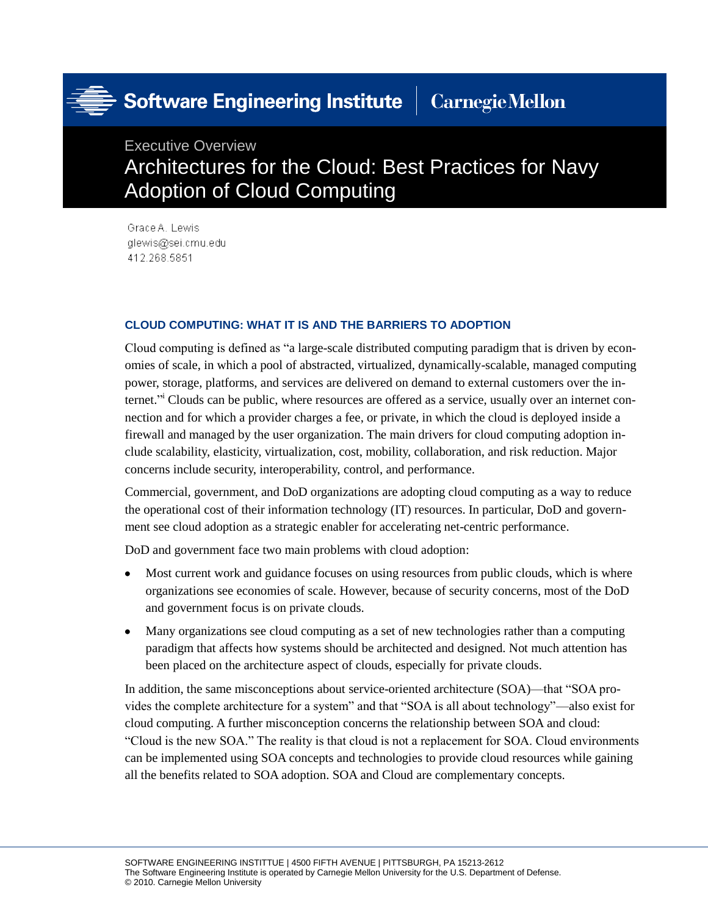Software Engineering Institute | Carnegie Mellon

Executive Overview

# Architectures for the Cloud: Best Practices for Navy Adoption of Cloud Computing

Grace A. Lewis
glewis@sei.cmu.edu
412.268.5851

## CLOUD COMPUTING: WHAT IT IS AND THE BARRIERS TO ADOPTION

Cloud computing is defined as "a large-scale distributed computing paradigm that is driven by economies of scale, in which a pool of abstracted, virtualized, dynamically-scalable, managed computing power, storage, platforms, and services are delivered on demand to external customers over the internet."[i] Clouds can be public, where resources are offered as a service, usually over an internet connection and for which a provider charges a fee, or private, in which the cloud is deployed inside a firewall and managed by the user organization. The main drivers for cloud computing adoption include scalability, elasticity, virtualization, cost, mobility, collaboration, and risk reduction. Major concerns include security, interoperability, control, and performance.

Commercial, government, and DoD organizations are adopting cloud computing as a way to reduce the operational cost of their information technology (IT) resources. In particular, DoD and government see cloud adoption as a strategic enabler for accelerating net-centric performance.

DoD and government face two main problems with cloud adoption:

- Most current work and guidance focuses on using resources from public clouds, which is where organizations see economies of scale. However, because of security concerns, most of the DoD and government focus is on private clouds.
- Many organizations see cloud computing as a set of new technologies rather than a computing paradigm that affects how systems should be architected and designed. Not much attention has been placed on the architecture aspect of clouds, especially for private clouds.

In addition, the same misconceptions about service-oriented architecture (SOA)—that "SOA provides the complete architecture for a system" and that "SOA is all about technology"—also exist for cloud computing. A further misconception concerns the relationship between SOA and cloud: "Cloud is the new SOA." The reality is that cloud is not a replacement for SOA. Cloud environments can be implemented using SOA concepts and technologies to provide cloud resources while gaining all the benefits related to SOA adoption. SOA and Cloud are complementary concepts.

SOFTWARE ENGINEERING INSTITTUE | 4500 FIFTH AVENUE | PITTSBURGH, PA 15213-2612
The Software Engineering Institute is operated by Carnegie Mellon University for the U.S. Department of Defense.
© 2010. Carnegie Mellon University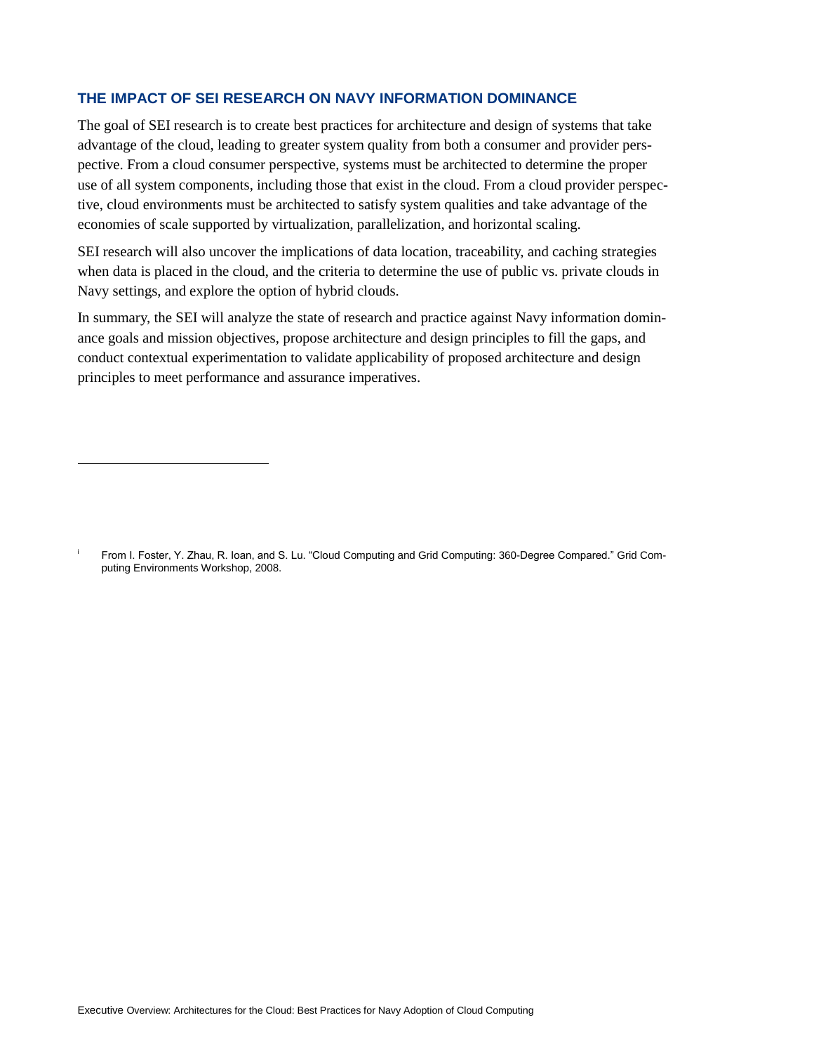## THE IMPACT OF SEI RESEARCH ON NAVY INFORMATION DOMINANCE

The goal of SEI research is to create best practices for architecture and design of systems that take advantage of the cloud, leading to greater system quality from both a consumer and provider perspective. From a cloud consumer perspective, systems must be architected to determine the proper use of all system components, including those that exist in the cloud. From a cloud provider perspective, cloud environments must be architected to satisfy system qualities and take advantage of the economies of scale supported by virtualization, parallelization, and horizontal scaling.

SEI research will also uncover the implications of data location, traceability, and caching strategies when data is placed in the cloud, and the criteria to determine the use of public vs. private clouds in Navy settings, and explore the option of hybrid clouds.

In summary, the SEI will analyze the state of research and practice against Navy information dominance goals and mission objectives, propose architecture and design principles to fill the gaps, and conduct contextual experimentation to validate applicability of proposed architecture and design principles to meet performance and assurance imperatives.

---

[i] From I. Foster, Y. Zhau, R. Ioan, and S. Lu. "Cloud Computing and Grid Computing: 360-Degree Compared." Grid Computing Environments Workshop, 2008.